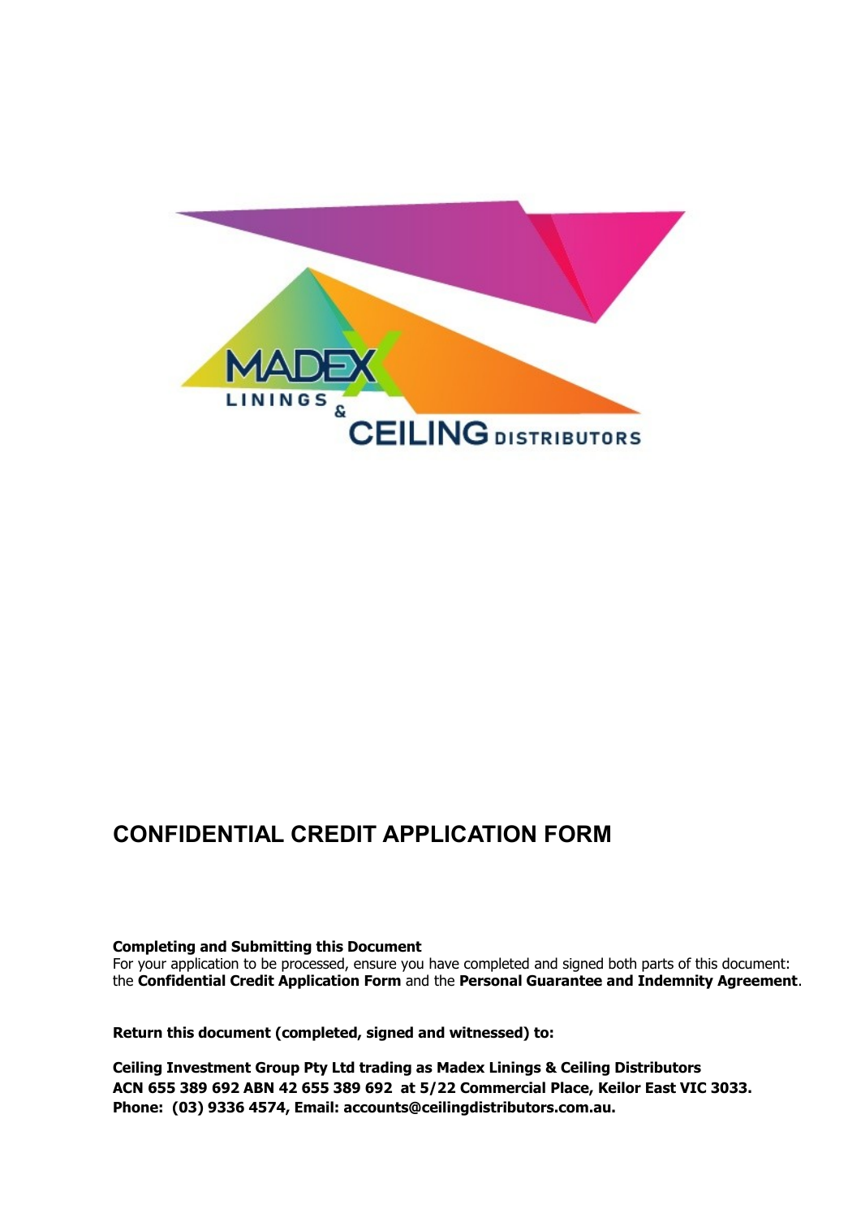# CONFIDENTIAL CREDIT APPLICATION FORM

**Completing and Submitting this Document**
For your application to be processed, ensure you have completed and signed both parts of this document: the **Confidential Credit Application Form** and the **Personal Guarantee and Indemnity Agreement**.

**Return this document (completed, signed and witnessed) to:**

**Ceiling Investment Group Pty Ltd trading as Madex Linings & Ceiling Distributors**
**ACN 655 389 692 ABN 42 655 389 692 at 5/22 Commercial Place, Keilor East VIC 3033.**
**Phone: (03) 9336 4574, Email: accounts@ceilingdistributors.com.au.**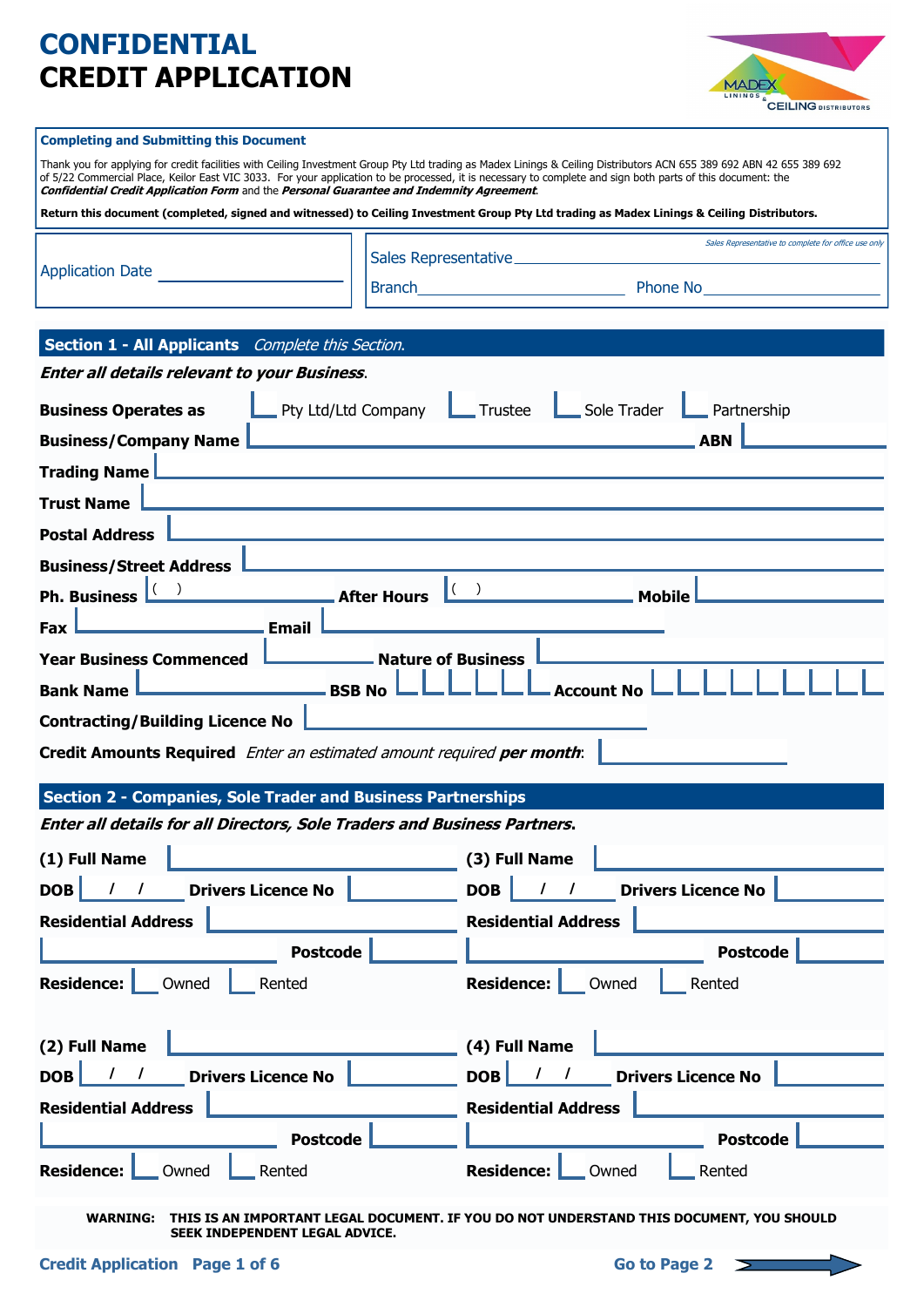# CONFIDENTIAL
# CREDIT APPLICATION

**Completing and Submitting this Document**

Thank you for applying for credit facilities with Ceiling Investment Group Pty Ltd trading as Madex Linings & Ceiling Distributors ACN 655 389 692 ABN 42 655 389 692 of 5/22 Commercial Place, Keilor East VIC 3033. For your application to be processed, it is necessary to complete and sign both parts of this document: the ***Confidential Credit Application Form*** and the ***Personal Guarantee and Indemnity Agreement***.

**Return this document (completed, signed and witnessed) to Ceiling Investment Group Pty Ltd trading as Madex Linings & Ceiling Distributors.**

Application Date ______________

*Sales Representative to complete for office use only*

Sales Representative ______________

Branch ______________ Phone No ______________

## Section 1 - All Applicants *Complete this Section.*

***Enter all details relevant to your Business.***

**Business Operates as** ☐ Pty Ltd/Ltd Company ☐ Trustee ☐ Sole Trader ☐ Partnership

**Business/Company Name** ______________ **ABN** ______________

**Trading Name** ______________

**Trust Name** ______________

**Postal Address** ______________

**Business/Street Address** ______________

**Ph. Business** ( ) ______________ **After Hours** ( ) ______________ **Mobile** ______________

**Fax** ______________ **Email** ______________

**Year Business Commenced** ______________ **Nature of Business** ______________

**Bank Name** ______________ **BSB No** ______________ **Account No** ______________

**Contracting/Building Licence No** ______________

**Credit Amounts Required** *Enter an estimated amount required **per month**:* ______________

## Section 2 - Companies, Sole Trader and Business Partnerships

***Enter all details for all Directors, Sole Traders and Business Partners.***

**(1) Full Name** ______________

**DOB** / / **Drivers Licence No** ______________

**Residential Address** ______________

______________ **Postcode** ______________

**Residence:** ☐ Owned ☐ Rented

**(2) Full Name** ______________

**DOB** / / **Drivers Licence No** ______________

**Residential Address** ______________

______________ **Postcode** ______________

**Residence:** ☐ Owned ☐ Rented

**(3) Full Name** ______________

**DOB** / / **Drivers Licence No** ______________

**Residential Address** ______________

______________ **Postcode** ______________

**Residence:** ☐ Owned ☐ Rented

**(4) Full Name** ______________

**DOB** / / **Drivers Licence No** ______________

**Residential Address** ______________

______________ **Postcode** ______________

**Residence:** ☐ Owned ☐ Rented

**WARNING: THIS IS AN IMPORTANT LEGAL DOCUMENT. IF YOU DO NOT UNDERSTAND THIS DOCUMENT, YOU SHOULD SEEK INDEPENDENT LEGAL ADVICE.**

**Go to Page 2**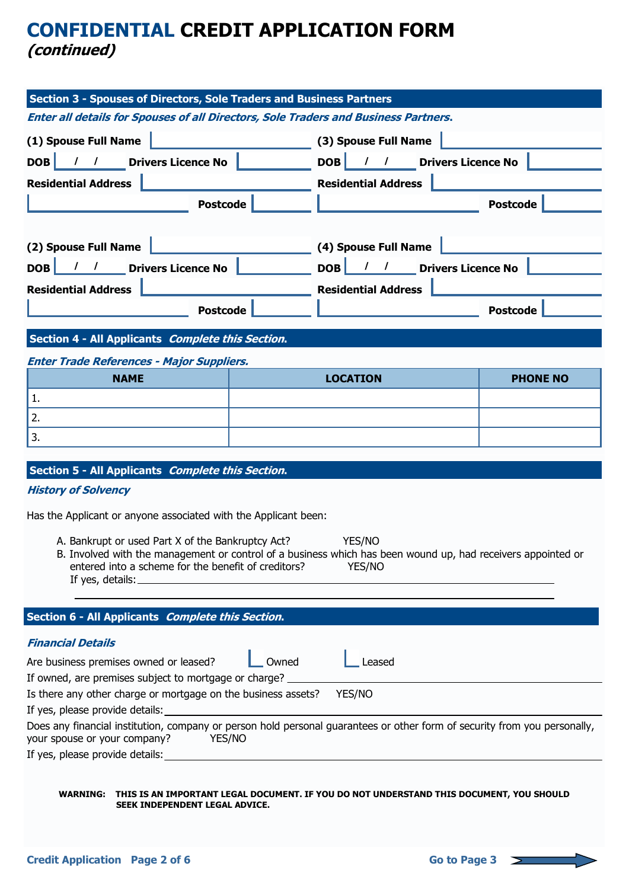# **CONFIDENTIAL** CREDIT APPLICATION FORM
## *(continued)*

## Section 3 - Spouses of Directors, Sole Traders and Business Partners

***Enter all details for Spouses of all Directors, Sole Traders and Business Partners.***

**(1) Spouse Full Name**

**DOB** / / **Drivers Licence No**

**Residential Address**

**Postcode**

**(2) Spouse Full Name**

**DOB** / / **Drivers Licence No**

**Residential Address**

**Postcode**

**(3) Spouse Full Name**

**DOB** / / **Drivers Licence No**

**Residential Address**

**Postcode**

**(4) Spouse Full Name**

**DOB** / / **Drivers Licence No**

**Residential Address**

**Postcode**

## Section 4 - All Applicants *Complete this Section.*

***Enter Trade References - Major Suppliers.***

| NAME | LOCATION | PHONE NO |
|---|---|---|
| 1. | | |
| 2. | | |
| 3. | | |

## Section 5 - All Applicants *Complete this Section.*

***History of Solvency***

Has the Applicant or anyone associated with the Applicant been:

A. Bankrupt or used Part X of the Bankruptcy Act? YES/NO

B. Involved with the management or control of a business which has been wound up, had receivers appointed or entered into a scheme for the benefit of creditors? YES/NO

If yes, details: ______________________________

______________________________

## Section 6 - All Applicants *Complete this Section.*

***Financial Details***

Are business premises owned or leased? ☐ Owned ☐ Leased

If owned, are premises subject to mortgage or charge? ______________________________

Is there any other charge or mortgage on the business assets? YES/NO

If yes, please provide details: ______________________________

Does any financial institution, company or person hold personal guarantees or other form of security from you personally, your spouse or your company? YES/NO

If yes, please provide details: ______________________________

**WARNING: THIS IS AN IMPORTANT LEGAL DOCUMENT. IF YOU DO NOT UNDERSTAND THIS DOCUMENT, YOU SHOULD SEEK INDEPENDENT LEGAL ADVICE.**

**Go to Page 3**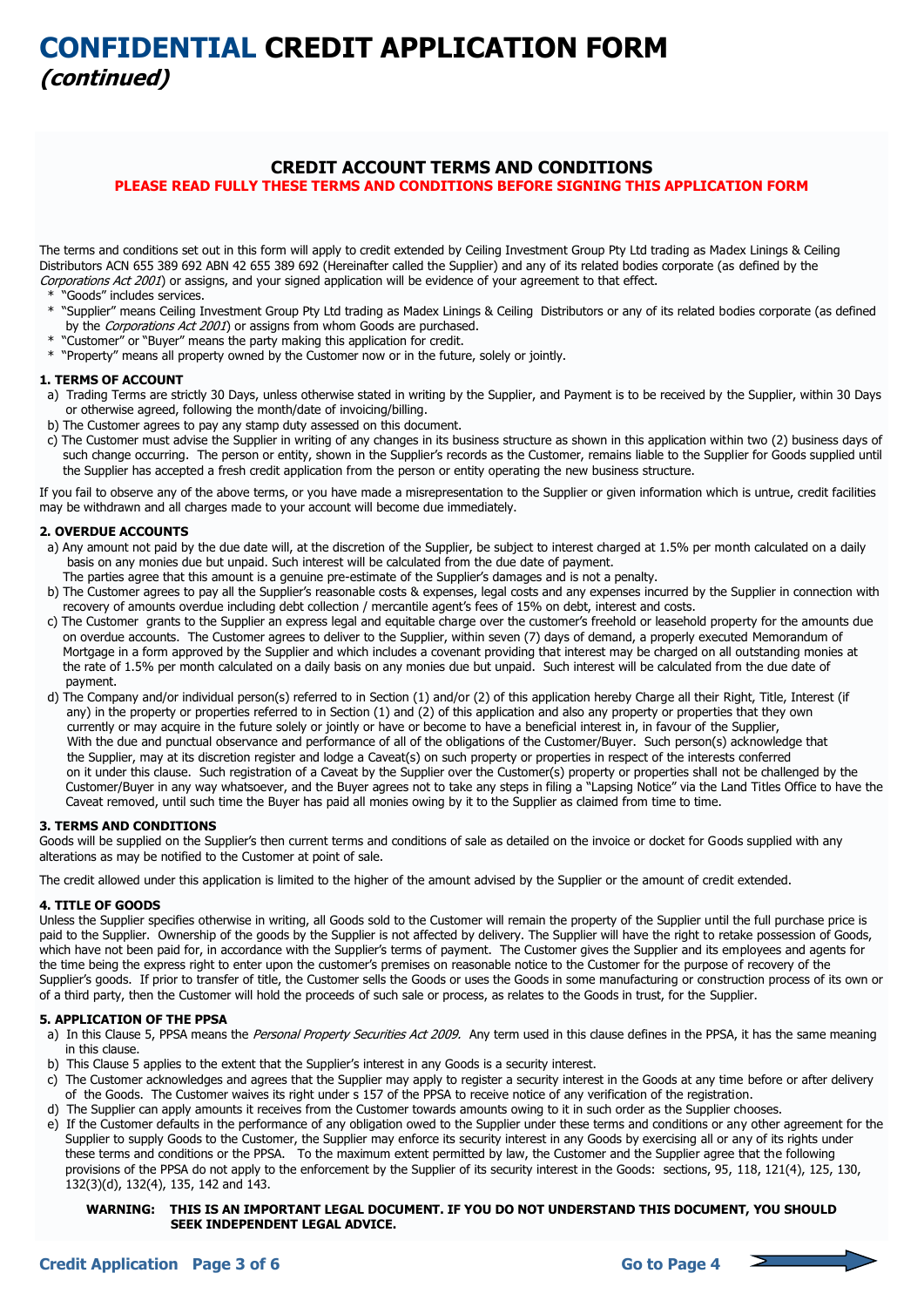# **CONFIDENTIAL CREDIT APPLICATION FORM** *(continued)*

## CREDIT ACCOUNT TERMS AND CONDITIONS

**PLEASE READ FULLY THESE TERMS AND CONDITIONS BEFORE SIGNING THIS APPLICATION FORM**

The terms and conditions set out in this form will apply to credit extended by Ceiling Investment Group Pty Ltd trading as Madex Linings & Ceiling Distributors ACN 655 389 692 ABN 42 655 389 692 (Hereinafter called the Supplier) and any of its related bodies corporate (as defined by the *Corporations Act 2001*) or assigns, and your signed application will be evidence of your agreement to that effect.

- "Goods" includes services.
- "Supplier" means Ceiling Investment Group Pty Ltd trading as Madex Linings & Ceiling Distributors or any of its related bodies corporate (as defined by the *Corporations Act 2001*) or assigns from whom Goods are purchased.
- "Customer" or "Buyer" means the party making this application for credit.
- "Property" means all property owned by the Customer now or in the future, solely or jointly.

**1. TERMS OF ACCOUNT**

a) Trading Terms are strictly 30 Days, unless otherwise stated in writing by the Supplier, and Payment is to be received by the Supplier, within 30 Days or otherwise agreed, following the month/date of invoicing/billing.

b) The Customer agrees to pay any stamp duty assessed on this document.

c) The Customer must advise the Supplier in writing of any changes in its business structure as shown in this application within two (2) business days of such change occurring. The person or entity, shown in the Supplier's records as the Customer, remains liable to the Supplier for Goods supplied until the Supplier has accepted a fresh credit application from the person or entity operating the new business structure.

If you fail to observe any of the above terms, or you have made a misrepresentation to the Supplier or given information which is untrue, credit facilities may be withdrawn and all charges made to your account will become due immediately.

**2. OVERDUE ACCOUNTS**

a) Any amount not paid by the due date will, at the discretion of the Supplier, be subject to interest charged at 1.5% per month calculated on a daily basis on any monies due but unpaid. Such interest will be calculated from the due date of payment.
The parties agree that this amount is a genuine pre-estimate of the Supplier's damages and is not a penalty.

b) The Customer agrees to pay all the Supplier's reasonable costs & expenses, legal costs and any expenses incurred by the Supplier in connection with recovery of amounts overdue including debt collection / mercantile agent's fees of 15% on debt, interest and costs.

c) The Customer grants to the Supplier an express legal and equitable charge over the customer's freehold or leasehold property for the amounts due on overdue accounts. The Customer agrees to deliver to the Supplier, within seven (7) days of demand, a properly executed Memorandum of Mortgage in a form approved by the Supplier and which includes a covenant providing that interest may be charged on all outstanding monies at the rate of 1.5% per month calculated on a daily basis on any monies due but unpaid. Such interest will be calculated from the due date of payment.

d) The Company and/or individual person(s) referred to in Section (1) and/or (2) of this application hereby Charge all their Right, Title, Interest (if any) in the property or properties referred to in Section (1) and (2) of this application and also any property or properties that they own currently or may acquire in the future solely or jointly or have or become to have a beneficial interest in, in favour of the Supplier, With the due and punctual observance and performance of all of the obligations of the Customer/Buyer. Such person(s) acknowledge that the Supplier, may at its discretion register and lodge a Caveat(s) on such property or properties in respect of the interests conferred on it under this clause. Such registration of a Caveat by the Supplier over the Customer(s) property or properties shall not be challenged by the Customer/Buyer in any way whatsoever, and the Buyer agrees not to take any steps in filing a "Lapsing Notice" via the Land Titles Office to have the Caveat removed, until such time the Buyer has paid all monies owing by it to the Supplier as claimed from time to time.

**3. TERMS AND CONDITIONS**

Goods will be supplied on the Supplier's then current terms and conditions of sale as detailed on the invoice or docket for Goods supplied with any alterations as may be notified to the Customer at point of sale.

The credit allowed under this application is limited to the higher of the amount advised by the Supplier or the amount of credit extended.

**4. TITLE OF GOODS**

Unless the Supplier specifies otherwise in writing, all Goods sold to the Customer will remain the property of the Supplier until the full purchase price is paid to the Supplier. Ownership of the goods by the Supplier is not affected by delivery. The Supplier will have the right to retake possession of Goods, which have not been paid for, in accordance with the Supplier's terms of payment. The Customer gives the Supplier and its employees and agents for the time being the express right to enter upon the customer's premises on reasonable notice to the Customer for the purpose of recovery of the Supplier's goods. If prior to transfer of title, the Customer sells the Goods or uses the Goods in some manufacturing or construction process of its own or of a third party, then the Customer will hold the proceeds of such sale or process, as relates to the Goods in trust, for the Supplier.

**5. APPLICATION OF THE PPSA**

a) In this Clause 5, PPSA means the *Personal Property Securities Act 2009.* Any term used in this clause defines in the PPSA, it has the same meaning in this clause.

b) This Clause 5 applies to the extent that the Supplier's interest in any Goods is a security interest.

c) The Customer acknowledges and agrees that the Supplier may apply to register a security interest in the Goods at any time before or after delivery of the Goods. The Customer waives its right under s 157 of the PPSA to receive notice of any verification of the registration.

d) The Supplier can apply amounts it receives from the Customer towards amounts owing to it in such order as the Supplier chooses.

e) If the Customer defaults in the performance of any obligation owed to the Supplier under these terms and conditions or any other agreement for the Supplier to supply Goods to the Customer, the Supplier may enforce its security interest in any Goods by exercising all or any of its rights under these terms and conditions or the PPSA. To the maximum extent permitted by law, the Customer and the Supplier agree that the following provisions of the PPSA do not apply to the enforcement by the Supplier of its security interest in the Goods: sections, 95, 118, 121(4), 125, 130, 132(3)(d), 132(4), 135, 142 and 143.

**WARNING: THIS IS AN IMPORTANT LEGAL DOCUMENT. IF YOU DO NOT UNDERSTAND THIS DOCUMENT, YOU SHOULD SEEK INDEPENDENT LEGAL ADVICE.**

**Go to Page 4**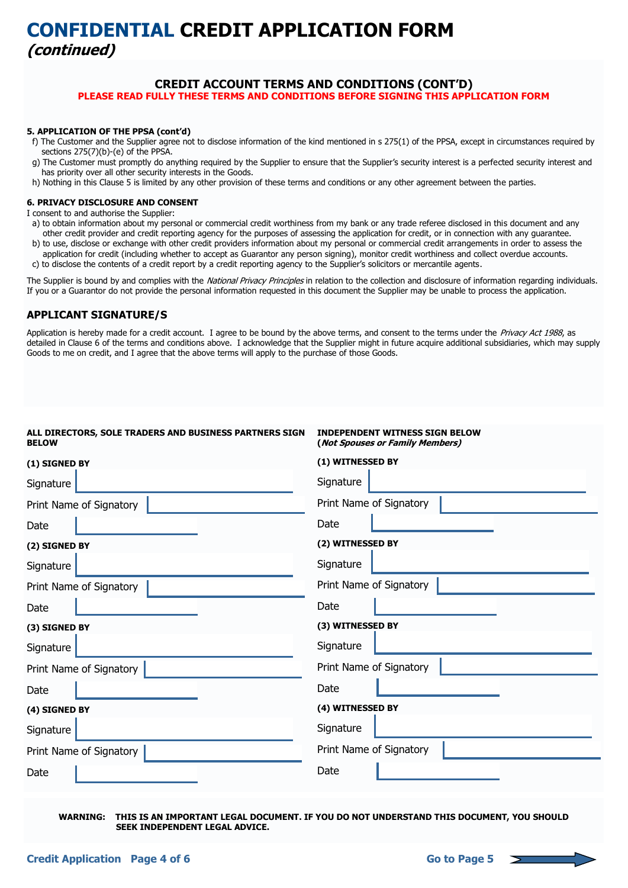# CONFIDENTIAL CREDIT APPLICATION FORM
## *(continued)*

### CREDIT ACCOUNT TERMS AND CONDITIONS (CONT'D)

**PLEASE READ FULLY THESE TERMS AND CONDITIONS BEFORE SIGNING THIS APPLICATION FORM**

**5. APPLICATION OF THE PPSA (cont'd)**

f) The Customer and the Supplier agree not to disclose information of the kind mentioned in s 275(1) of the PPSA, except in circumstances required by sections 275(7)(b)-(e) of the PPSA.

g) The Customer must promptly do anything required by the Supplier to ensure that the Supplier's security interest is a perfected security interest and has priority over all other security interests in the Goods.

h) Nothing in this Clause 5 is limited by any other provision of these terms and conditions or any other agreement between the parties.

**6. PRIVACY DISCLOSURE AND CONSENT**

I consent to and authorise the Supplier:

a) to obtain information about my personal or commercial credit worthiness from my bank or any trade referee disclosed in this document and any other credit provider and credit reporting agency for the purposes of assessing the application for credit, or in connection with any guarantee.

b) to use, disclose or exchange with other credit providers information about my personal or commercial credit arrangements in order to assess the application for credit (including whether to accept as Guarantor any person signing), monitor credit worthiness and collect overdue accounts.

c) to disclose the contents of a credit report by a credit reporting agency to the Supplier's solicitors or mercantile agents.

The Supplier is bound by and complies with the *National Privacy Principles* in relation to the collection and disclosure of information regarding individuals. If you or a Guarantor do not provide the personal information requested in this document the Supplier may be unable to process the application.

### APPLICANT SIGNATURE/S

Application is hereby made for a credit account. I agree to be bound by the above terms, and consent to the terms under the *Privacy Act 1988*, as detailed in Clause 6 of the terms and conditions above. I acknowledge that the Supplier might in future acquire additional subsidiaries, which may supply Goods to me on credit, and I agree that the above terms will apply to the purchase of those Goods.

**ALL DIRECTORS, SOLE TRADERS AND BUSINESS PARTNERS SIGN BELOW**

**(1) SIGNED BY**

Signature

Print Name of Signatory

Date

**(2) SIGNED BY**

Signature

Print Name of Signatory

Date

**(3) SIGNED BY**

Signature

Print Name of Signatory

Date

**(4) SIGNED BY**

Signature

Print Name of Signatory

Date

**INDEPENDENT WITNESS SIGN BELOW (*Not Spouses or Family Members*)**

**(1) WITNESSED BY**

Signature

Print Name of Signatory

Date

**(2) WITNESSED BY**

Signature

Print Name of Signatory

Date

**(3) WITNESSED BY**

Signature

Print Name of Signatory

Date

**(4) WITNESSED BY**

Signature

Print Name of Signatory

Date

**WARNING: THIS IS AN IMPORTANT LEGAL DOCUMENT. IF YOU DO NOT UNDERSTAND THIS DOCUMENT, YOU SHOULD SEEK INDEPENDENT LEGAL ADVICE.**

**Go to Page 5**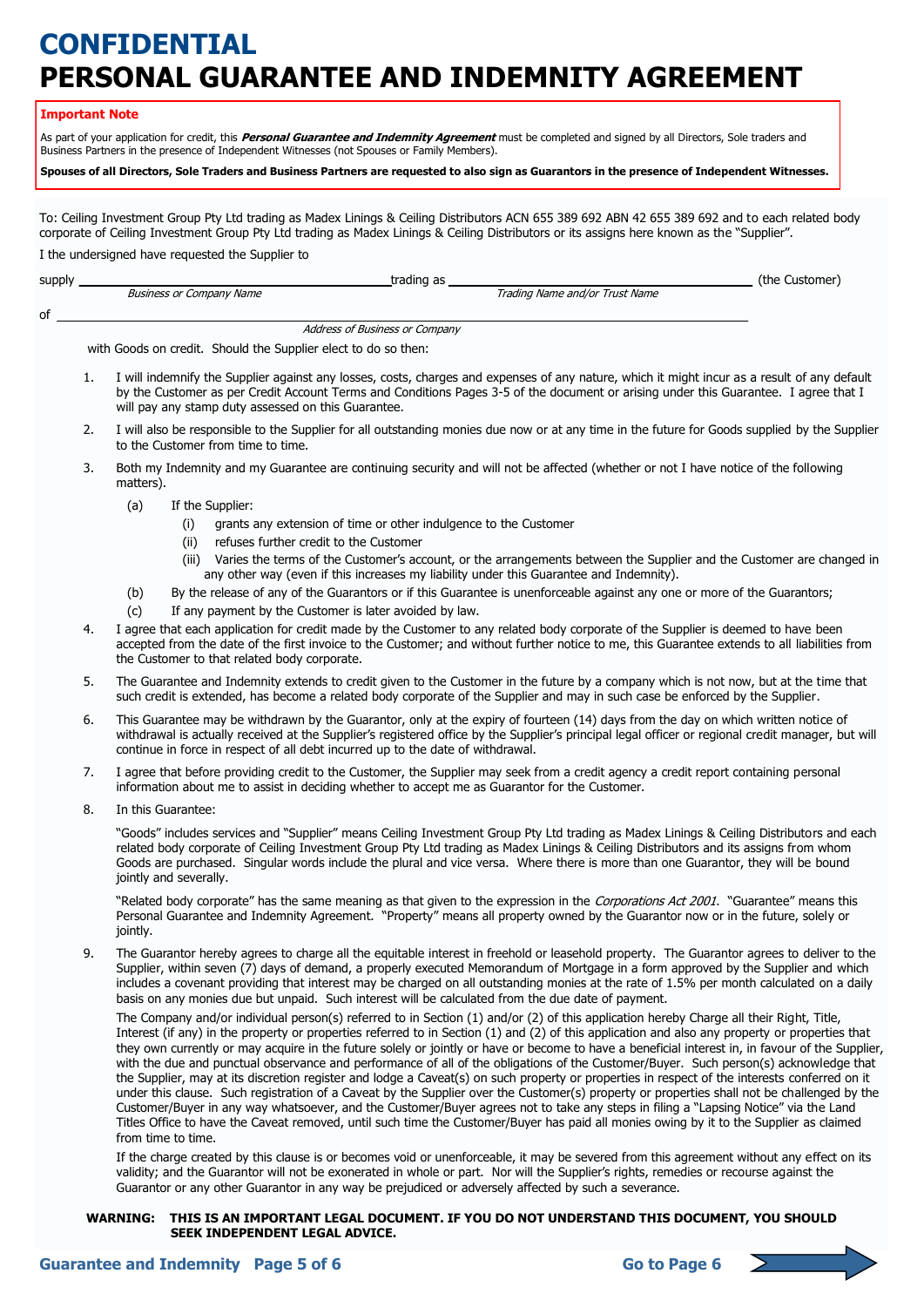# CONFIDENTIAL
# PERSONAL GUARANTEE AND INDEMNITY AGREEMENT

**Important Note**

As part of your application for credit, this ***Personal Guarantee and Indemnity Agreement*** must be completed and signed by all Directors, Sole traders and Business Partners in the presence of Independent Witnesses (not Spouses or Family Members).

**Spouses of all Directors, Sole Traders and Business Partners are requested to also sign as Guarantors in the presence of Independent Witnesses.**

To: Ceiling Investment Group Pty Ltd trading as Madex Linings & Ceiling Distributors ACN 655 389 692 ABN 42 655 389 692 and to each related body corporate of Ceiling Investment Group Pty Ltd trading as Madex Linings & Ceiling Distributors or its assigns here known as the "Supplier".

I the undersigned have requested the Supplier to

supply ______________________________ trading as ______________________________ (the Customer)
*Business or Company Name* *Trading Name and/or Trust Name*

of ____________________________________________________________
*Address of Business or Company*

with Goods on credit. Should the Supplier elect to do so then:

1. I will indemnify the Supplier against any losses, costs, charges and expenses of any nature, which it might incur as a result of any default by the Customer as per Credit Account Terms and Conditions Pages 3-5 of the document or arising under this Guarantee. I agree that I will pay any stamp duty assessed on this Guarantee.
2. I will also be responsible to the Supplier for all outstanding monies due now or at any time in the future for Goods supplied by the Supplier to the Customer from time to time.
3. Both my Indemnity and my Guarantee are continuing security and will not be affected (whether or not I have notice of the following matters).
   - (a) If the Supplier:
     - (i) grants any extension of time or other indulgence to the Customer
     - (ii) refuses further credit to the Customer
     - (iii) Varies the terms of the Customer's account, or the arrangements between the Supplier and the Customer are changed in any other way (even if this increases my liability under this Guarantee and Indemnity).
   - (b) By the release of any of the Guarantors or if this Guarantee is unenforceable against any one or more of the Guarantors;
   - (c) If any payment by the Customer is later avoided by law.
4. I agree that each application for credit made by the Customer to any related body corporate of the Supplier is deemed to have been accepted from the date of the first invoice to the Customer; and without further notice to me, this Guarantee extends to all liabilities from the Customer to that related body corporate.
5. The Guarantee and Indemnity extends to credit given to the Customer in the future by a company which is not now, but at the time that such credit is extended, has become a related body corporate of the Supplier and may in such case be enforced by the Supplier.
6. This Guarantee may be withdrawn by the Guarantor, only at the expiry of fourteen (14) days from the day on which written notice of withdrawal is actually received at the Supplier's registered office by the Supplier's principal legal officer or regional credit manager, but will continue in force in respect of all debt incurred up to the date of withdrawal.
7. I agree that before providing credit to the Customer, the Supplier may seek from a credit agency a credit report containing personal information about me to assist in deciding whether to accept me as Guarantor for the Customer.
8. In this Guarantee:

   "Goods" includes services and "Supplier" means Ceiling Investment Group Pty Ltd trading as Madex Linings & Ceiling Distributors and each related body corporate of Ceiling Investment Group Pty Ltd trading as Madex Linings & Ceiling Distributors and its assigns from whom Goods are purchased. Singular words include the plural and vice versa. Where there is more than one Guarantor, they will be bound jointly and severally.

   "Related body corporate" has the same meaning as that given to the expression in the *Corporations Act 2001*. "Guarantee" means this Personal Guarantee and Indemnity Agreement. "Property" means all property owned by the Guarantor now or in the future, solely or jointly.

9. The Guarantor hereby agrees to charge all the equitable interest in freehold or leasehold property. The Guarantor agrees to deliver to the Supplier, within seven (7) days of demand, a properly executed Memorandum of Mortgage in a form approved by the Supplier and which includes a covenant providing that interest may be charged on all outstanding monies at the rate of 1.5% per month calculated on a daily basis on any monies due but unpaid. Such interest will be calculated from the due date of payment.

   The Company and/or individual person(s) referred to in Section (1) and/or (2) of this application hereby Charge all their Right, Title, Interest (if any) in the property or properties referred to in Section (1) and (2) of this application and also any property or properties that they own currently or may acquire in the future solely or jointly or have or become to have a beneficial interest in, in favour of the Supplier, with the due and punctual observance and performance of all of the obligations of the Customer/Buyer. Such person(s) acknowledge that the Supplier, may at its discretion register and lodge a Caveat(s) on such property or properties in respect of the interests conferred on it under this clause. Such registration of a Caveat by the Supplier over the Customer(s) property or properties shall not be challenged by the Customer/Buyer in any way whatsoever, and the Customer/Buyer agrees not to take any steps in filing a "Lapsing Notice" via the Land Titles Office to have the Caveat removed, until such time the Customer/Buyer has paid all monies owing by it to the Supplier as claimed from time to time.

   If the charge created by this clause is or becomes void or unenforceable, it may be severed from this agreement without any effect on its validity; and the Guarantor will not be exonerated in whole or part. Nor will the Supplier's rights, remedies or recourse against the Guarantor or any other Guarantor in any way be prejudiced or adversely affected by such a severance.

**WARNING: THIS IS AN IMPORTANT LEGAL DOCUMENT. IF YOU DO NOT UNDERSTAND THIS DOCUMENT, YOU SHOULD SEEK INDEPENDENT LEGAL ADVICE.**

**Go to Page 6**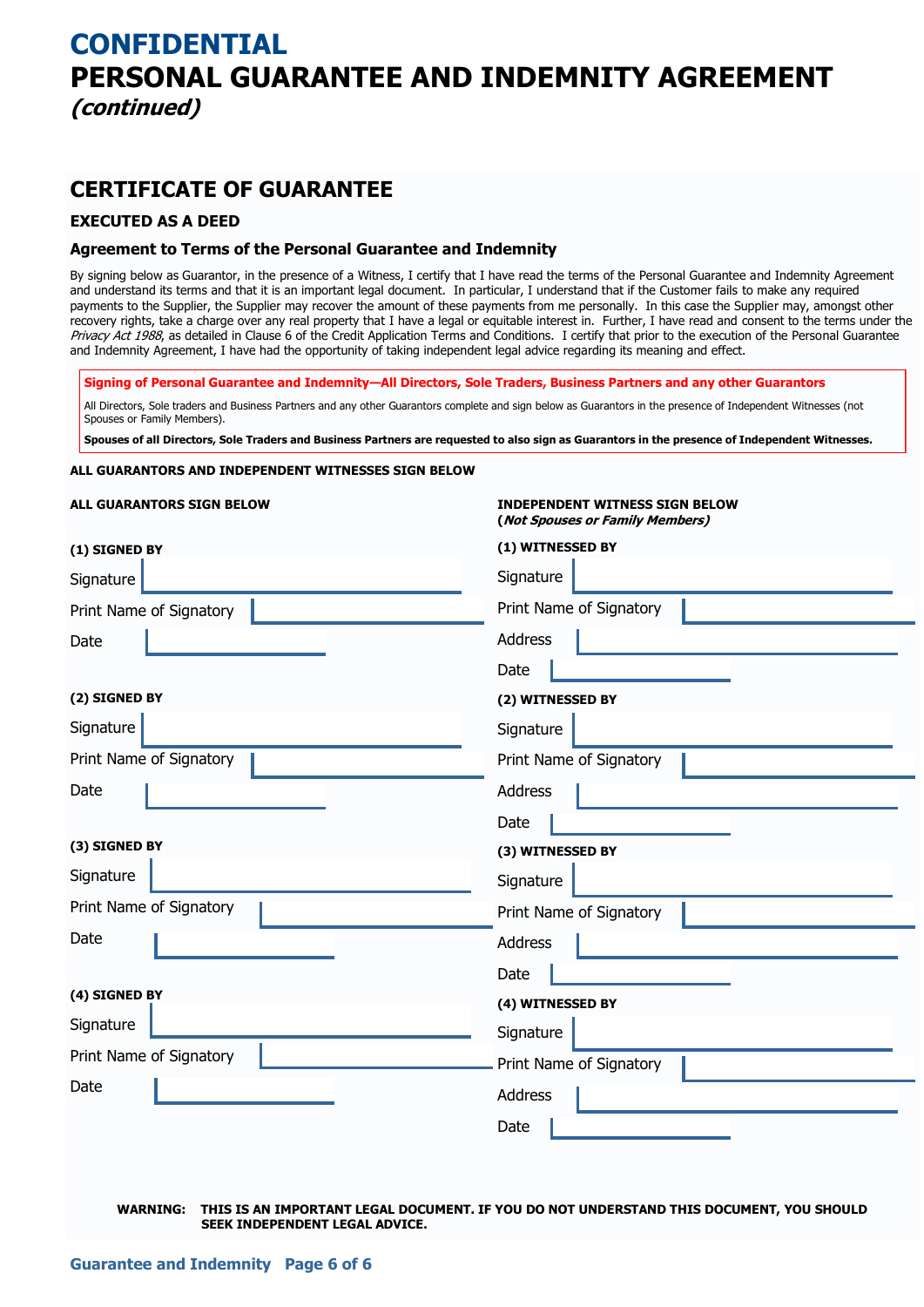# CONFIDENTIAL
# PERSONAL GUARANTEE AND INDEMNITY AGREEMENT
***(continued)***

## CERTIFICATE OF GUARANTEE

### EXECUTED AS A DEED

### Agreement to Terms of the Personal Guarantee and Indemnity

By signing below as Guarantor, in the presence of a Witness, I certify that I have read the terms of the Personal Guarantee and Indemnity Agreement and understand its terms and that it is an important legal document. In particular, I understand that if the Customer fails to make any required payments to the Supplier, the Supplier may recover the amount of these payments from me personally. In this case the Supplier may, amongst other recovery rights, take a charge over any real property that I have a legal or equitable interest in. Further, I have read and consent to the terms under the *Privacy Act 1988*, as detailed in Clause 6 of the Credit Application Terms and Conditions. I certify that prior to the execution of the Personal Guarantee and Indemnity Agreement, I have had the opportunity of taking independent legal advice regarding its meaning and effect.

**Signing of Personal Guarantee and Indemnity—All Directors, Sole Traders, Business Partners and any other Guarantors**

All Directors, Sole traders and Business Partners and any other Guarantors complete and sign below as Guarantors in the presence of Independent Witnesses (not Spouses or Family Members).

**Spouses of all Directors, Sole Traders and Business Partners are requested to also sign as Guarantors in the presence of Independent Witnesses.**

**ALL GUARANTORS AND INDEPENDENT WITNESSES SIGN BELOW**

**ALL GUARANTORS SIGN BELOW**

**(1) SIGNED BY**

Signature ____________________

Print Name of Signatory ____________________

Date ____________________

**(2) SIGNED BY**

Signature ____________________

Print Name of Signatory ____________________

Date ____________________

**(3) SIGNED BY**

Signature ____________________

Print Name of Signatory ____________________

Date ____________________

**(4) SIGNED BY**

Signature ____________________

Print Name of Signatory ____________________

Date ____________________

**INDEPENDENT WITNESS SIGN BELOW**
**(*Not Spouses or Family Members*)**

**(1) WITNESSED BY**

Signature ____________________

Print Name of Signatory ____________________

Address ____________________

Date ____________________

**(2) WITNESSED BY**

Signature ____________________

Print Name of Signatory ____________________

Address ____________________

Date ____________________

**(3) WITNESSED BY**

Signature ____________________

Print Name of Signatory ____________________

Address ____________________

Date ____________________

**(4) WITNESSED BY**

Signature ____________________

Print Name of Signatory ____________________

Address ____________________

Date ____________________

**WARNING: THIS IS AN IMPORTANT LEGAL DOCUMENT. IF YOU DO NOT UNDERSTAND THIS DOCUMENT, YOU SHOULD SEEK INDEPENDENT LEGAL ADVICE.**